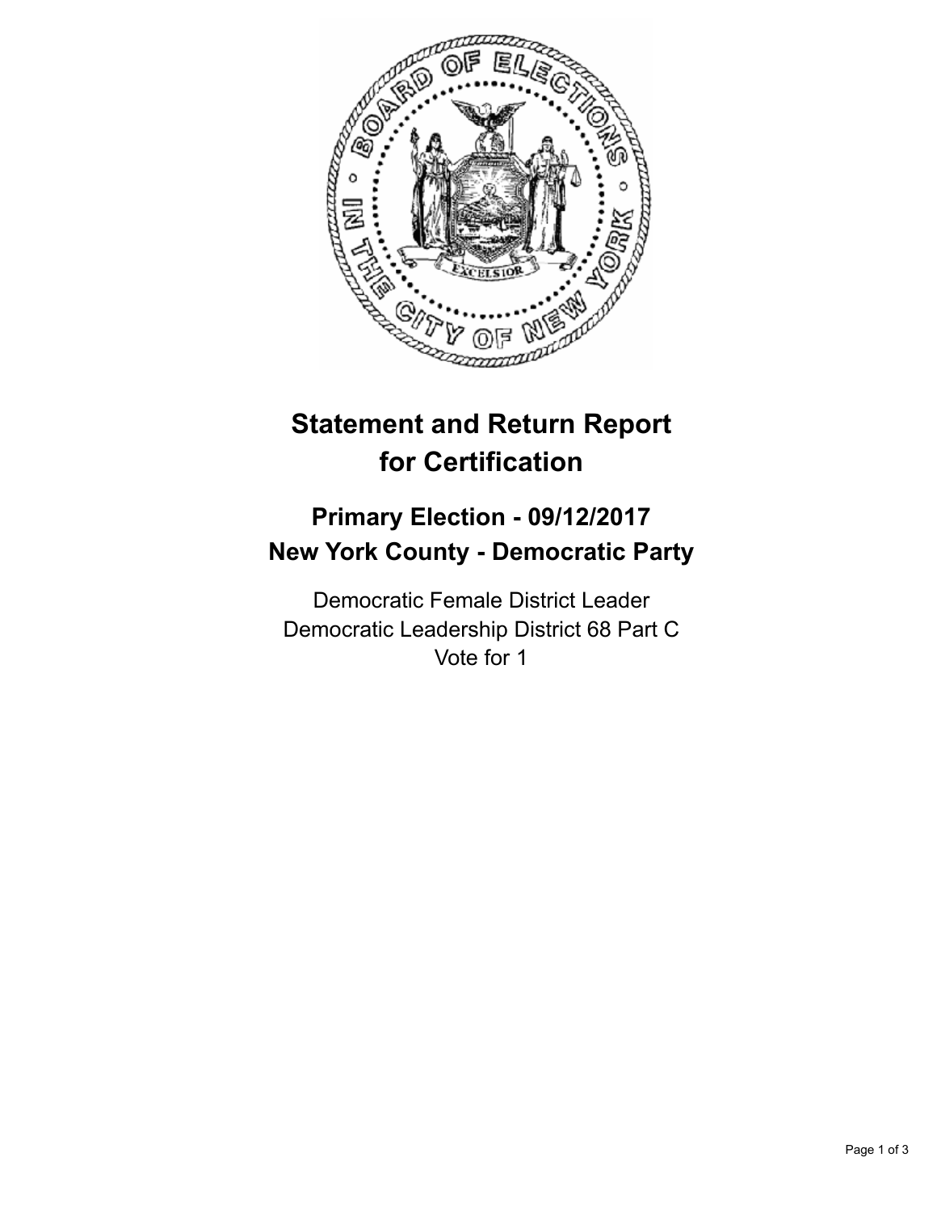# Statement and Return Report for Certification

## Primary Election - 09/12/2017
## New York County - Democratic Party

Democratic Female District Leader
Democratic Leadership District 68 Part C
Vote for 1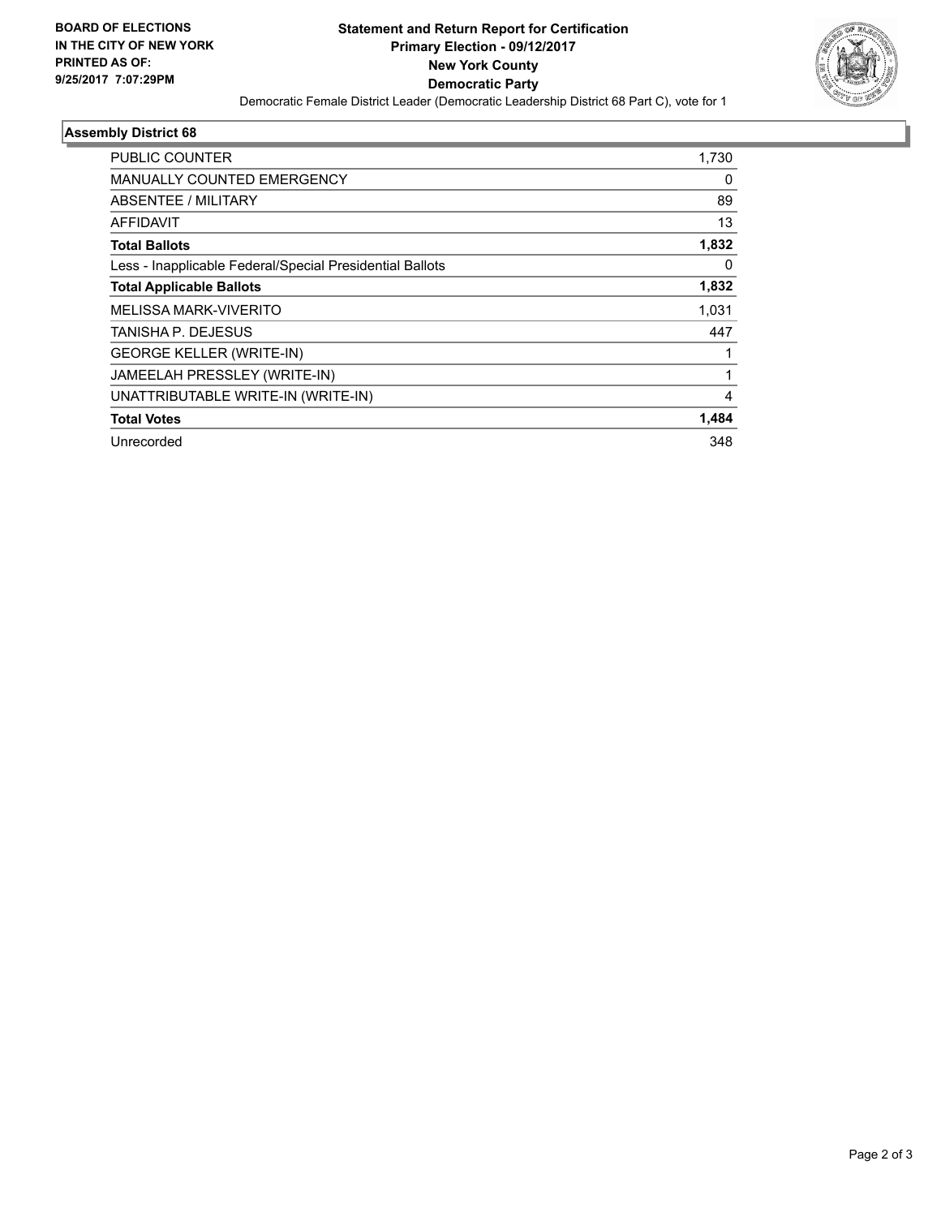**BOARD OF ELECTIONS IN THE CITY OF NEW YORK PRINTED AS OF: 9/25/2017 7:07:29PM**

# Statement and Return Report for Certification
## Primary Election - 09/12/2017
## New York County
## Democratic Party

Democratic Female District Leader (Democratic Leadership District 68 Part C), vote for 1

### Assembly District 68

| | |
|---|---|
| PUBLIC COUNTER | 1,730 |
| MANUALLY COUNTED EMERGENCY | 0 |
| ABSENTEE / MILITARY | 89 |
| AFFIDAVIT | 13 |
| **Total Ballots** | **1,832** |
| Less - Inapplicable Federal/Special Presidential Ballots | 0 |
| **Total Applicable Ballots** | **1,832** |
| MELISSA MARK-VIVERITO | 1,031 |
| TANISHA P. DEJESUS | 447 |
| GEORGE KELLER (WRITE-IN) | 1 |
| JAMEELAH PRESSLEY (WRITE-IN) | 1 |
| UNATTRIBUTABLE WRITE-IN (WRITE-IN) | 4 |
| **Total Votes** | **1,484** |
| Unrecorded | 348 |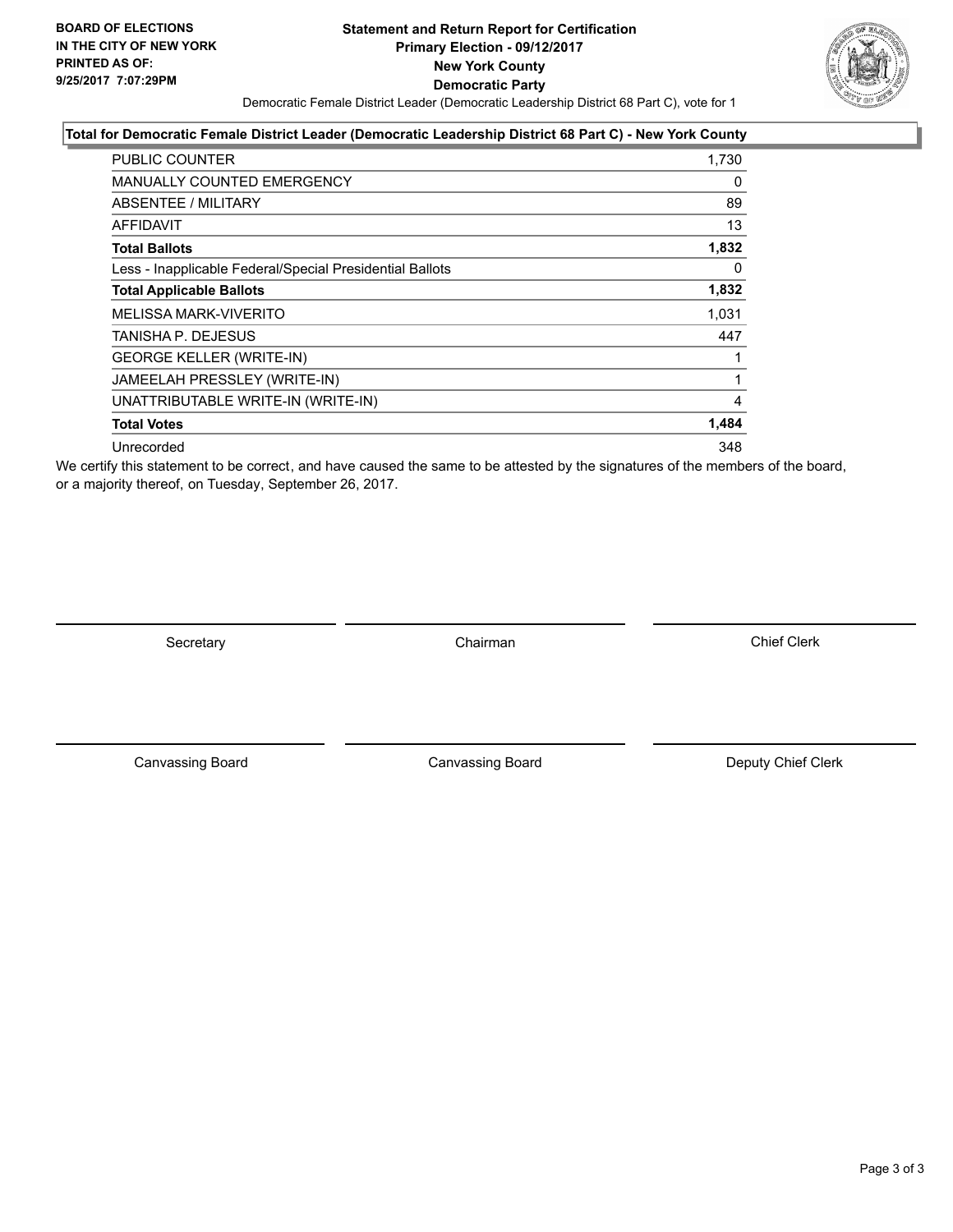**BOARD OF ELECTIONS IN THE CITY OF NEW YORK PRINTED AS OF: 9/25/2017 7:07:29PM**

**Statement and Return Report for Certification**
**Primary Election - 09/12/2017**
**New York County**
**Democratic Party**

Democratic Female District Leader (Democratic Leadership District 68 Part C), vote for 1

**Total for Democratic Female District Leader (Democratic Leadership District 68 Part C) - New York County**

| | |
|---|---|
| PUBLIC COUNTER | 1,730 |
| MANUALLY COUNTED EMERGENCY | 0 |
| ABSENTEE / MILITARY | 89 |
| AFFIDAVIT | 13 |
| **Total Ballots** | **1,832** |
| Less - Inapplicable Federal/Special Presidential Ballots | 0 |
| **Total Applicable Ballots** | **1,832** |
| MELISSA MARK-VIVERITO | 1,031 |
| TANISHA P. DEJESUS | 447 |
| GEORGE KELLER (WRITE-IN) | 1 |
| JAMEELAH PRESSLEY (WRITE-IN) | 1 |
| UNATTRIBUTABLE WRITE-IN (WRITE-IN) | 4 |
| **Total Votes** | **1,484** |
| Unrecorded | 348 |

We certify this statement to be correct, and have caused the same to be attested by the signatures of the members of the board, or a majority thereof, on Tuesday, September 26, 2017.

Secretary

Chairman

Chief Clerk

Canvassing Board

Canvassing Board

Deputy Chief Clerk